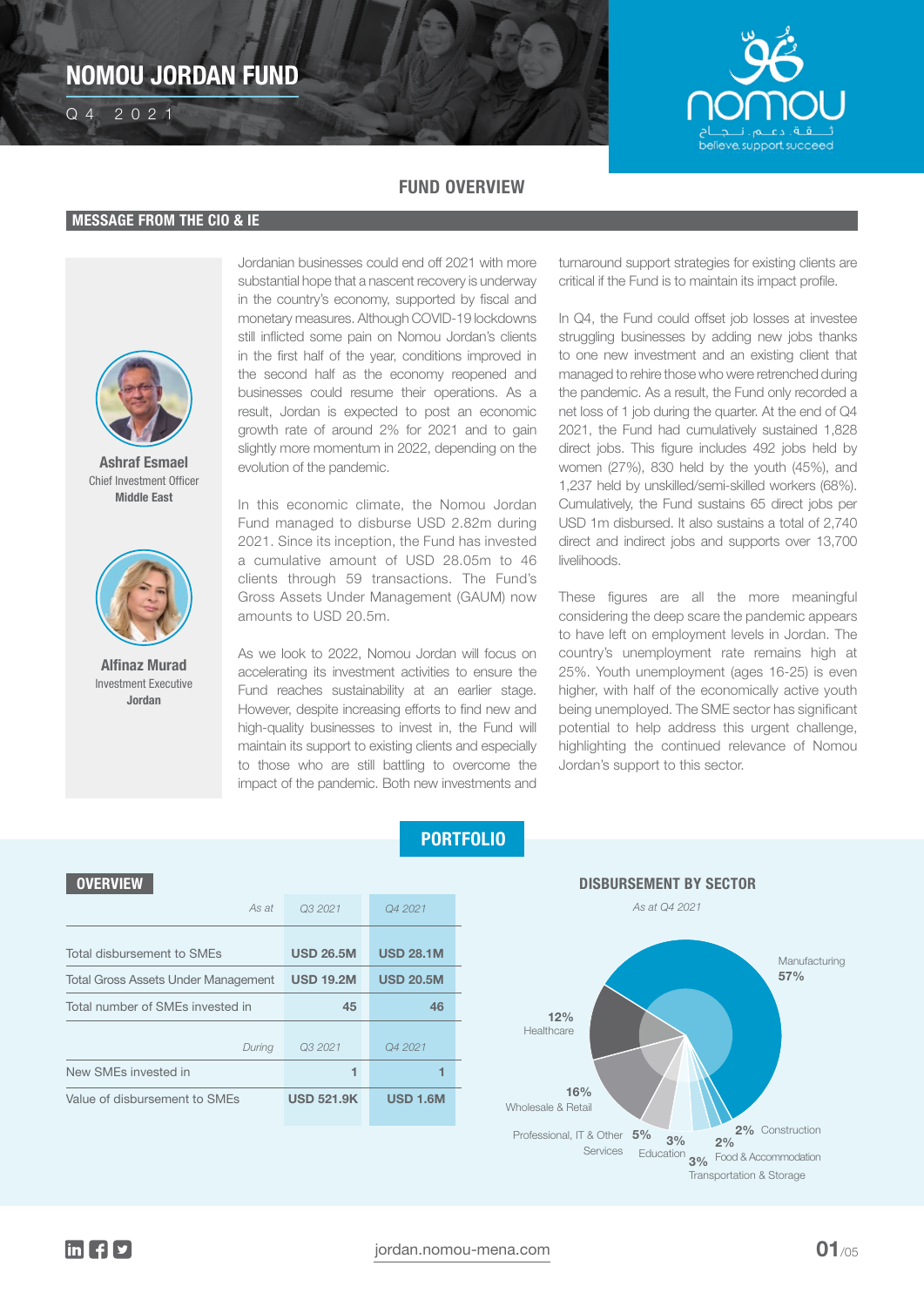# NOMOU JORDAN FUND

Q4 2021

nomou

ثـقـة . دعـم . نـجـاح

believe. support. succeed

## FUND OVERVIEW

### MESSAGE FROM THE CIO & IE

**Ashraf Esmael**
Chief Investment Officer
**Middle East**

**Alfinaz Murad**
Investment Executive
**Jordan**

Jordanian businesses could end off 2021 with more substantial hope that a nascent recovery is underway in the country's economy, supported by fiscal and monetary measures. Although COVID-19 lockdowns still inflicted some pain on Nomou Jordan's clients in the first half of the year, conditions improved in the second half as the economy reopened and their businesses could resume their operations. As a result, Jordan is expected to post an economic growth rate of around 2% for 2021 and to gain slightly more momentum in 2022, depending on the evolution of the pandemic.

In this economic climate, the Nomou Jordan Fund managed to disburse USD 2.82m during 2021. Since its inception, the Fund has invested a cumulative amount of USD 28.05m to 46 clients through 59 transactions. The Fund's Gross Assets Under Management (GAUM) now amounts to USD 20.5m.

As we look to 2022, Nomou Jordan will focus on accelerating its investment activities to ensure the Fund reaches sustainability at an earlier stage. However, despite increasing efforts to find new and high-quality businesses to invest in, the Fund will maintain its support to existing clients and especially to those who are still battling to overcome the impact of the pandemic. Both new investments and turnaround support strategies for existing clients are critical if the Fund is to maintain its impact profile.

In Q4, the Fund could offset job losses at investee struggling businesses by adding new jobs thanks to one new investment and an existing client that managed to rehire those who were retrenched during the pandemic. As a result, the Fund only recorded a net loss of 1 job during the quarter. At the end of Q4 2021, the Fund had cumulatively sustained 1,828 direct jobs. This figure includes 492 jobs held by women (27%), 830 held by the youth (45%), and 1,237 held by unskilled/semi-skilled workers (68%). Cumulatively, the Fund sustains 65 direct jobs per USD 1m disbursed. It also sustains a total of 2,740 direct and indirect jobs and supports over 13,700 livelihoods.

These figures are all the more meaningful considering the deep scare the pandemic appears to have left on employment levels in Jordan. The country's unemployment rate remains high at 25%. Youth unemployment (ages 16-25) is even higher, with half of the economically active youth being unemployed. The SME sector has significant potential to help address this urgent challenge, highlighting the continued relevance of Nomou Jordan's support to this sector.

## PORTFOLIO

### OVERVIEW

| *As at* | *Q3 2021* | *Q4 2021* |
|---|---|---|
| Total disbursement to SMEs | **USD 26.5M** | **USD 28.1M** |
| Total Gross Assets Under Management | **USD 19.2M** | **USD 20.5M** |
| Total number of SMEs invested in | **45** | **46** |
| *During* | *Q3 2021* | *Q4 2021* |
| New SMEs invested in | **1** | **1** |
| Value of disbursement to SMEs | **USD 521.9K** | **USD 1.6M** |

### DISBURSEMENT BY SECTOR

*As at Q4 2021*

| Sector | Share |
|---|---|
| Manufacturing | 57% |
| Wholesale & Retail | 16% |
| Healthcare | 12% |
| Professional, IT & Other Services | 5% |
| Education | 3% |
| Transportation & Storage | 3% |
| Food & Accommodation | 2% |
| Construction | 2% |

jordan.nomou-mena.com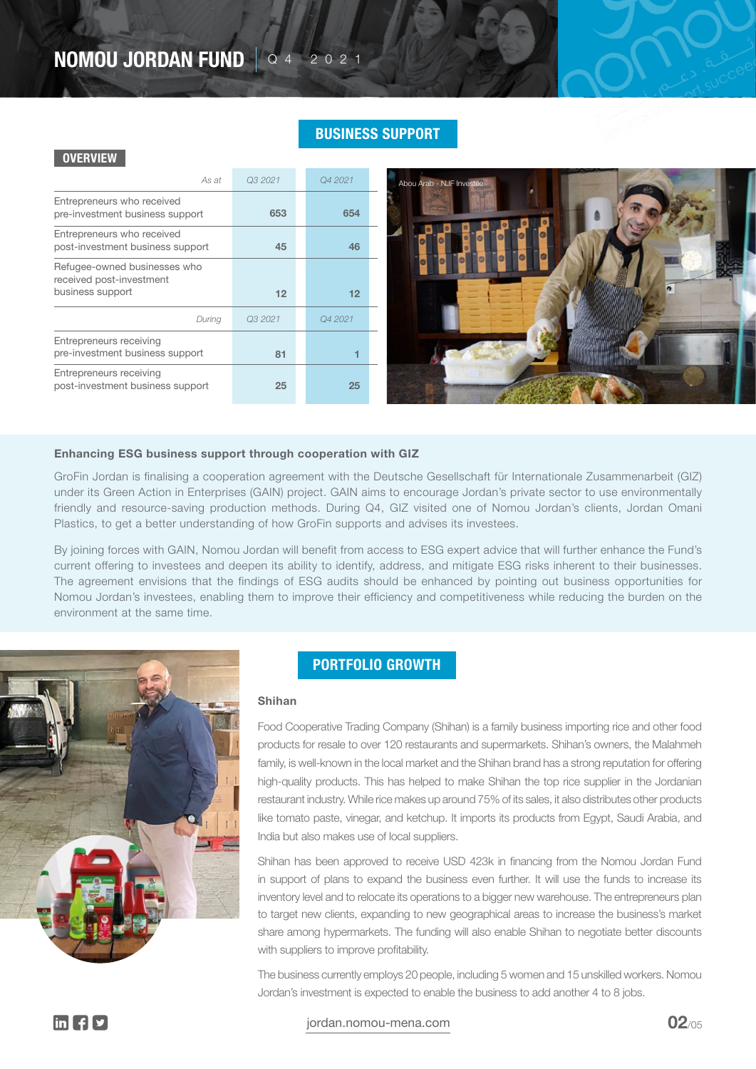## BUSINESS SUPPORT

### OVERVIEW

| *As at* | *Q3 2021* | *Q4 2021* |
|---|---|---|
| Entrepreneurs who received pre-investment business support | 653 | 654 |
| Entrepreneurs who received post-investment business support | 45 | 46 |
| Refugee-owned businesses who received post-investment business support | 12 | 12 |
| *During* | *Q3 2021* | *Q4 2021* |
| Entrepreneurs receiving pre-investment business support | 81 | 1 |
| Entrepreneurs receiving post-investment business support | 25 | 25 |

Abou Arab - NJF Investee

**Enhancing ESG business support through cooperation with GIZ**

GroFin Jordan is finalising a cooperation agreement with the Deutsche Gesellschaft für Internationale Zusammenarbeit (GIZ) under its Green Action in Enterprises (GAIN) project. GAIN aims to encourage Jordan's private sector to use environmentally friendly and resource-saving production methods. During Q4, GIZ visited one of Nomou Jordan's clients, Jordan Omani Plastics, to get a better understanding of how GroFin supports and advises its investees.

By joining forces with GAIN, Nomou Jordan will benefit from access to ESG expert advice that will further enhance the Fund's current offering to investees and deepen its ability to identify, address, and mitigate ESG risks inherent to their businesses. The agreement envisions that the findings of ESG audits should be enhanced by pointing out business opportunities for Nomou Jordan's investees, enabling them to improve their efficiency and competitiveness while reducing the burden on the environment at the same time.

## PORTFOLIO GROWTH

**Shihan**

Food Cooperative Trading Company (Shihan) is a family business importing rice and other food products for resale to over 120 restaurants and supermarkets. Shihan's owners, the Malahmeh family, is well-known in the local market and the Shihan brand has a strong reputation for offering high-quality products. This has helped to make Shihan the top rice supplier in the Jordanian restaurant industry. While rice makes up around 75% of its sales, it also distributes other products like tomato paste, vinegar, and ketchup. It imports its products from Egypt, Saudi Arabia, and India but also makes use of local suppliers.

Shihan has been approved to receive USD 423k in financing from the Nomou Jordan Fund in support of plans to expand the business even further. It will use the funds to increase its inventory level and to relocate its operations to a bigger new warehouse. The entrepreneurs plan to target new clients, expanding to new geographical areas to increase the business's market share among hypermarkets. The funding will also enable Shihan to negotiate better discounts with suppliers to improve profitability.

The business currently employs 20 people, including 5 women and 15 unskilled workers. Nomou Jordan's investment is expected to enable the business to add another 4 to 8 jobs.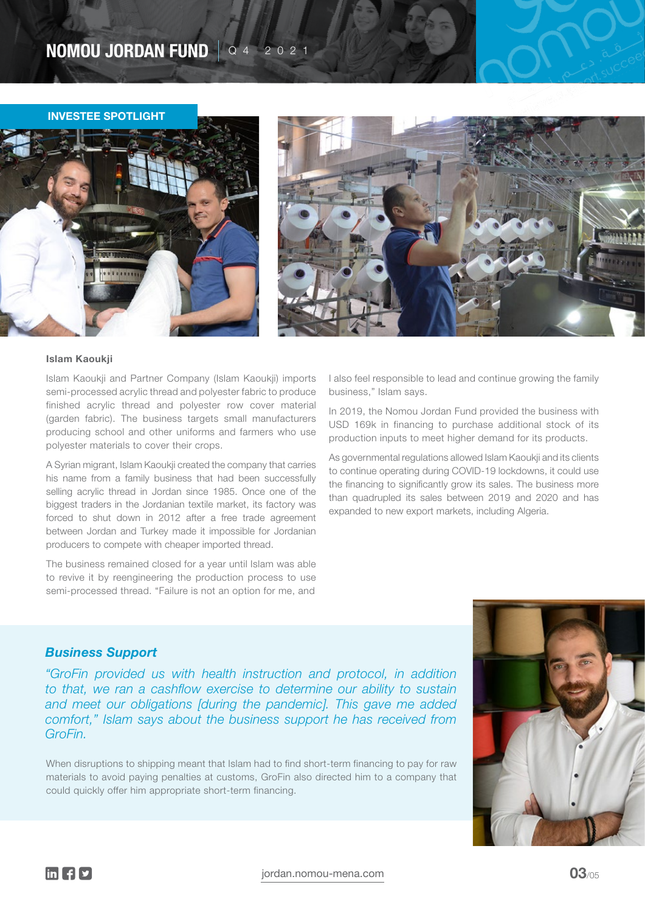## INVESTEE SPOTLIGHT

**Islam Kaoukji**

Islam Kaoukji and Partner Company (Islam Kaoukji) imports semi-processed acrylic thread and polyester fabric to produce finished acrylic thread and polyester row cover material (garden fabric). The business targets small manufacturers producing school and other uniforms and farmers who use polyester materials to cover their crops.

A Syrian migrant, Islam Kaoukji created the company that carries his name from a family business that had been successfully selling acrylic thread in Jordan since 1985. Once one of the biggest traders in the Jordanian textile market, its factory was forced to shut down in 2012 after a free trade agreement between Jordan and Turkey made it impossible for Jordanian producers to compete with cheaper imported thread.

The business remained closed for a year until Islam was able to revive it by reengineering the production process to use semi-processed thread. "Failure is not an option for me, and I also feel responsible to lead and continue growing the family business," Islam says.

In 2019, the Nomou Jordan Fund provided the business with USD 169k in financing to purchase additional stock of its production inputs to meet higher demand for its products.

As governmental regulations allowed Islam Kaoukji and its clients to continue operating during COVID-19 lockdowns, it could use the financing to significantly grow its sales. The business more than quadrupled its sales between 2019 and 2020 and has expanded to new export markets, including Algeria.

### *Business Support*

*"GroFin provided us with health instruction and protocol, in addition to that, we ran a cashflow exercise to determine our ability to sustain and meet our obligations [during the pandemic]. This gave me added comfort," Islam says about the business support he has received from GroFin.*

When disruptions to shipping meant that Islam had to find short-term financing to pay for raw materials to avoid paying penalties at customs, GroFin also directed him to a company that could quickly offer him appropriate short-term financing.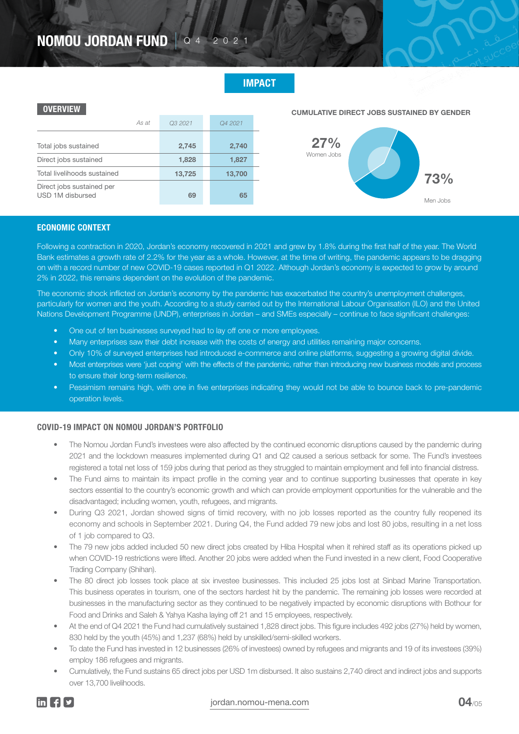# IMPACT

## OVERVIEW

| As at | Q3 2021 | Q4 2021 |
|---|---|---|
| Total jobs sustained | 2,745 | 2,740 |
| Direct jobs sustained | 1,828 | 1,827 |
| Total livelihoods sustained | 13,725 | 13,700 |
| Direct jobs sustained per USD 1M disbursed | 69 | 65 |

## CUMULATIVE DIRECT JOBS SUSTAINED BY GENDER

27% Women Jobs

73% Men Jobs

## ECONOMIC CONTEXT

Following a contraction in 2020, Jordan's economy recovered in 2021 and grew by 1.8% during the first half of the year. The World Bank estimates a growth rate of 2.2% for the year as a whole. However, at the time of writing, the pandemic appears to be dragging on with a record number of new COVID-19 cases reported in Q1 2022. Although Jordan's economy is expected to grow by around 2% in 2022, this remains dependent on the evolution of the pandemic.

The economic shock inflicted on Jordan's economy by the pandemic has exacerbated the country's unemployment challenges, particularly for women and the youth. According to a study carried out by the International Labour Organisation (ILO) and the United Nations Development Programme (UNDP), enterprises in Jordan – and SMEs especially – continue to face significant challenges:

- One out of ten businesses surveyed had to lay off one or more employees.
- Many enterprises saw their debt increase with the costs of energy and utilities remaining major concerns.
- Only 10% of surveyed enterprises had introduced e-commerce and online platforms, suggesting a growing digital divide.
- Most enterprises were 'just coping' with the effects of the pandemic, rather than introducing new business models and process to ensure their long-term resilience.
- Pessimism remains high, with one in five enterprises indicating they would not be able to bounce back to pre-pandemic operation levels.

## COVID-19 IMPACT ON NOMOU JORDAN'S PORTFOLIO

- The Nomou Jordan Fund's investees were also affected by the continued economic disruptions caused by the pandemic during 2021 and the lockdown measures implemented during Q1 and Q2 caused a serious setback for some. The Fund's investees registered a total net loss of 159 jobs during that period as they struggled to maintain employment and fell into financial distress.
- The Fund aims to maintain its impact profile in the coming year and to continue supporting businesses that operate in key sectors essential to the country's economic growth and which can provide employment opportunities for the vulnerable and the disadvantaged; including women, youth, refugees, and migrants.
- During Q3 2021, Jordan showed signs of timid recovery, with no job losses reported as the country fully reopened its economy and schools in September 2021. During Q4, the Fund added 79 new jobs and lost 80 jobs, resulting in a net loss of 1 job compared to Q3.
- The 79 new jobs added included 50 new direct jobs created by Hiba Hospital when it rehired staff as its operations picked up when COVID-19 restrictions were lifted. Another 20 jobs were added when the Fund invested in a new client, Food Cooperative Trading Company (Shihan).
- The 80 direct job losses took place at six investee businesses. This included 25 jobs lost at Sinbad Marine Transportation. This business operates in tourism, one of the sectors hardest hit by the pandemic. The remaining job losses were recorded at businesses in the manufacturing sector as they continued to be negatively impacted by economic disruptions with Bothour for Food and Drinks and Saleh & Yahya Kasha laying off 21 and 15 employees, respectively.
- At the end of Q4 2021 the Fund had cumulatively sustained 1,828 direct jobs. This figure includes 492 jobs (27%) held by women, 830 held by the youth (45%) and 1,237 (68%) held by unskilled/semi-skilled workers.
- To date the Fund has invested in 12 businesses (26% of investees) owned by refugees and migrants and 19 of its investees (39%) employ 186 refugees and migrants.
- Cumulatively, the Fund sustains 65 direct jobs per USD 1m disbursed. It also sustains 2,740 direct and indirect jobs and supports over 13,700 livelihoods.

jordan.nomou-mena.com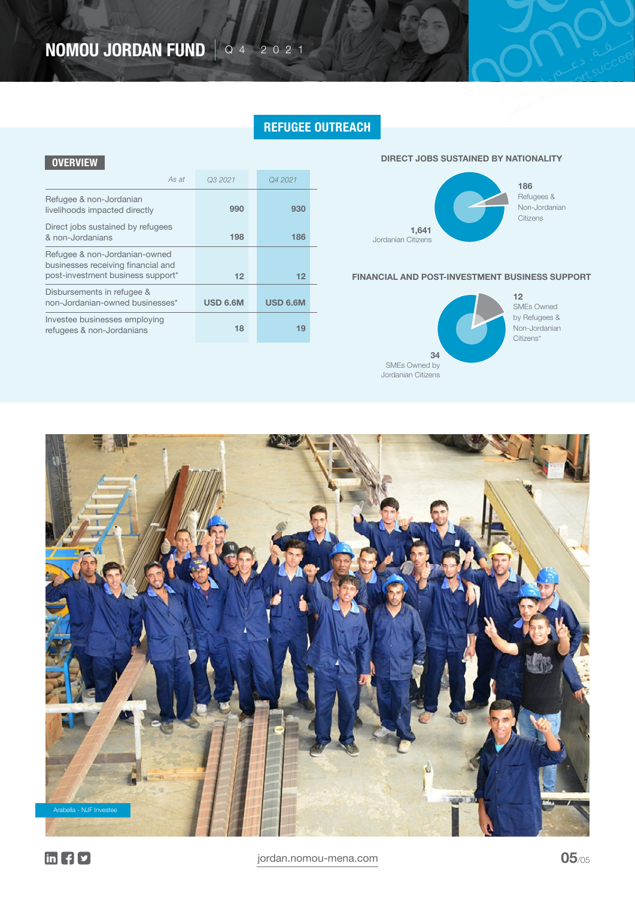# REFUGEE OUTREACH

## OVERVIEW

| As at | Q3 2021 | Q4 2021 |
|---|---|---|
| Refugee & non-Jordanian livelihoods impacted directly | 990 | 930 |
| Direct jobs sustained by refugees & non-Jordanians | 198 | 186 |
| Refugee & non-Jordanian-owned businesses receiving financial and post-investment business support* | 12 | 12 |
| Disbursements in refugee & non-Jordanian-owned businesses* | USD 6.6M | USD 6.6M |
| Investee businesses employing refugees & non-Jordanians | 18 | 19 |

### DIRECT JOBS SUSTAINED BY NATIONALITY

186
Refugees & Non-Jordanian Citizens

1,641
Jordanian Citizens

### FINANCIAL AND POST-INVESTMENT BUSINESS SUPPORT

12
SMEs Owned by Refugees & Non-Jordanian Citizens*

34
SMEs Owned by Jordanian Citizens

Arabella - NJF Investee

jordan.nomou-mena.com